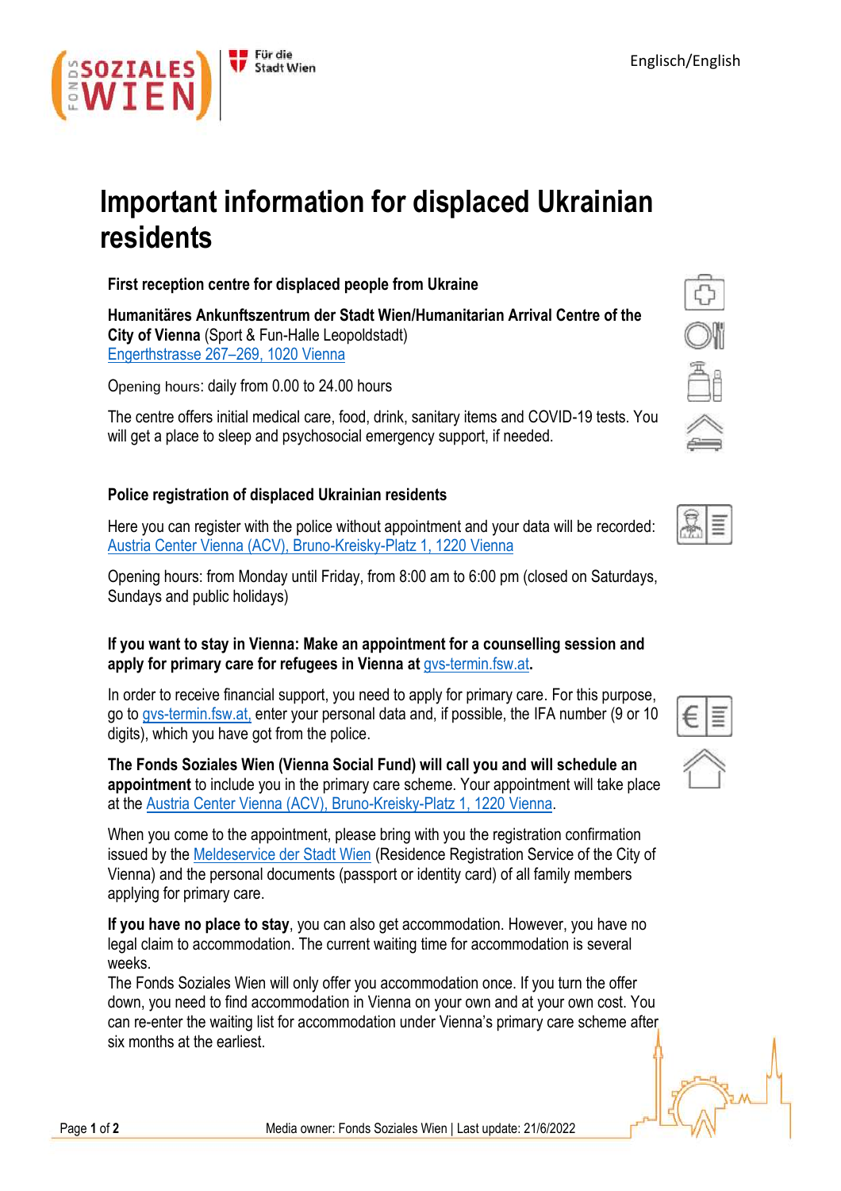# Important information for displaced Ukrainian residents

### First reception centre for displaced people from Ukraine

**Humanitäres Ankunftszentrum der Stadt Wien/Humanitarian Arrival Centre of the City of Vienna** (Sport & Fun-Halle Leopoldstadt)
Engerthstrasse 267–269, 1020 Vienna

Opening hours: daily from 0.00 to 24.00 hours

The centre offers initial medical care, food, drink, sanitary items and COVID-19 tests. You will get a place to sleep and psychosocial emergency support, if needed.

### Police registration of displaced Ukrainian residents

Here you can register with the police without appointment and your data will be recorded: Austria Center Vienna (ACV), Bruno-Kreisky-Platz 1, 1220 Vienna

Opening hours: from Monday until Friday, from 8:00 am to 6:00 pm (closed on Saturdays, Sundays and public holidays)

### If you want to stay in Vienna: Make an appointment for a counselling session and apply for primary care for refugees in Vienna at gvs-termin.fsw.at.

In order to receive financial support, you need to apply for primary care. For this purpose, go to gvs-termin.fsw.at, enter your personal data and, if possible, the IFA number (9 or 10 digits), which you have got from the police.

**The Fonds Soziales Wien (Vienna Social Fund) will call you and will schedule an appointment** to include you in the primary care scheme. Your appointment will take place at the Austria Center Vienna (ACV), Bruno-Kreisky-Platz 1, 1220 Vienna.

When you come to the appointment, please bring with you the registration confirmation issued by the Meldeservice der Stadt Wien (Residence Registration Service of the City of Vienna) and the personal documents (passport or identity card) of all family members applying for primary care.

**If you have no place to stay**, you can also get accommodation. However, you have no legal claim to accommodation. The current waiting time for accommodation is several weeks.
The Fonds Soziales Wien will only offer you accommodation once. If you turn the offer down, you need to find accommodation in Vienna on your own and at your own cost. You can re-enter the waiting list for accommodation under Vienna's primary care scheme after six months at the earliest.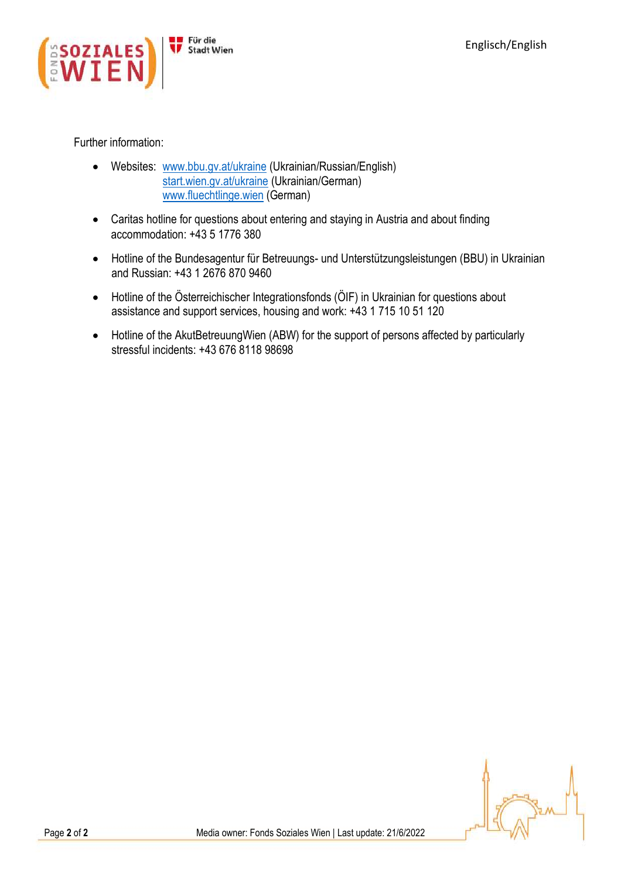Further information:

- Websites: www.bbu.gv.at/ukraine (Ukrainian/Russian/English)
  start.wien.gv.at/ukraine (Ukrainian/German)
  www.fluechtlinge.wien (German)

- Caritas hotline for questions about entering and staying in Austria and about finding accommodation: +43 5 1776 380

- Hotline of the Bundesagentur für Betreuungs- und Unterstützungsleistungen (BBU) in Ukrainian and Russian: +43 1 2676 870 9460

- Hotline of the Österreichischer Integrationsfonds (ÖIF) in Ukrainian for questions about assistance and support services, housing and work: +43 1 715 10 51 120

- Hotline of the AkutBetreuungWien (ABW) for the support of persons affected by particularly stressful incidents: +43 676 8118 98698